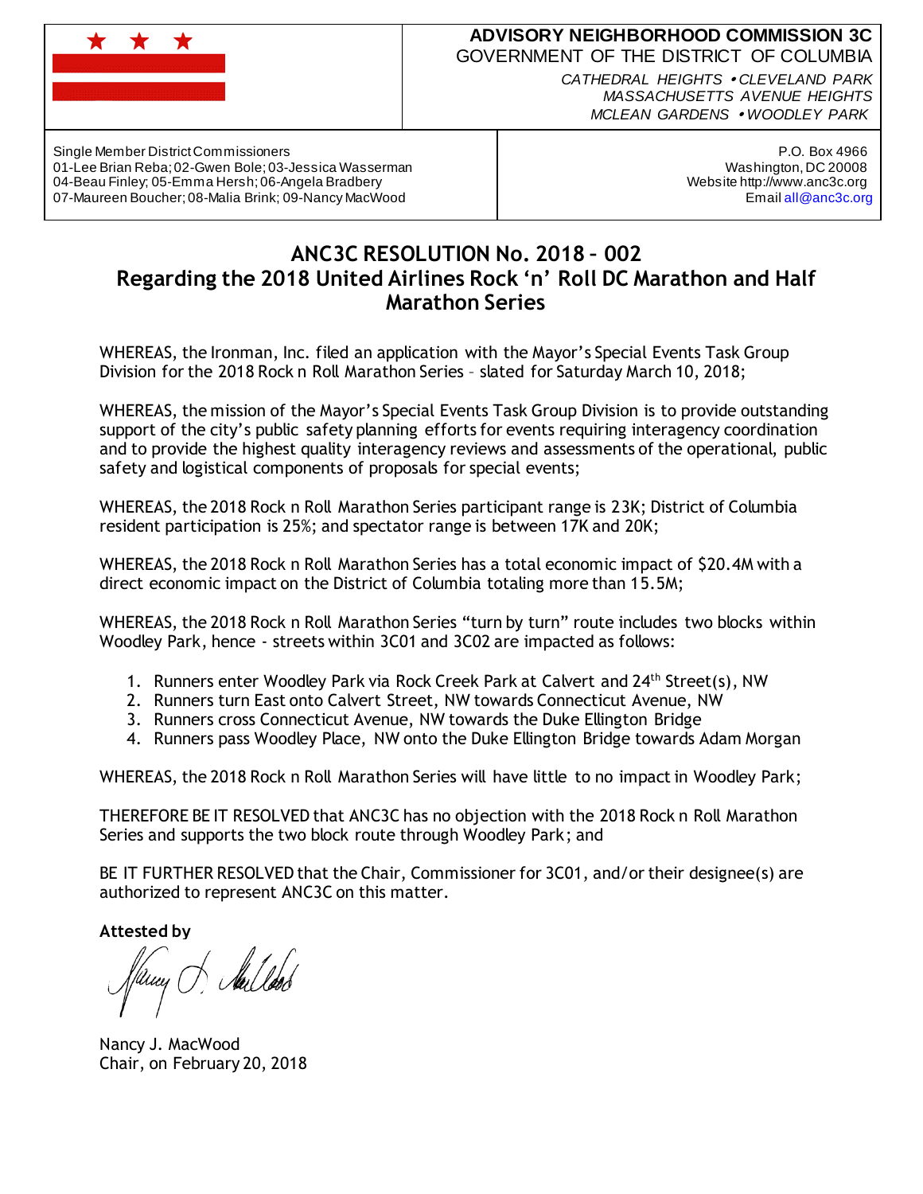**ADVISORY NEIGHBORHOOD COMMISSION 3C**
GOVERNMENT OF THE DISTRICT OF COLUMBIA

*CATHEDRAL HEIGHTS • CLEVELAND PARK*
*MASSACHUSETTS AVENUE HEIGHTS*
*MCLEAN GARDENS • WOODLEY PARK*

Single Member District Commissioners
01-Lee Brian Reba; 02-Gwen Bole; 03-Jessica Wasserman
04-Beau Finley; 05-Emma Hersh; 06-Angela Bradbery
07-Maureen Boucher; 08-Malia Brink; 09-Nancy MacWood

P.O. Box 4966
Washington, DC 20008
Website http://www.anc3c.org
Email all@anc3c.org

# ANC3C RESOLUTION No. 2018 – 002
## Regarding the 2018 United Airlines Rock 'n' Roll DC Marathon and Half Marathon Series

WHEREAS, the Ironman, Inc. filed an application with the Mayor's Special Events Task Group Division for the 2018 Rock n Roll Marathon Series – slated for Saturday March 10, 2018;

WHEREAS, the mission of the Mayor's Special Events Task Group Division is to provide outstanding support of the city's public safety planning efforts for events requiring interagency coordination and to provide the highest quality interagency reviews and assessments of the operational, public safety and logistical components of proposals for special events;

WHEREAS, the 2018 Rock n Roll Marathon Series participant range is 23K; District of Columbia resident participation is 25%; and spectator range is between 17K and 20K;

WHEREAS, the 2018 Rock n Roll Marathon Series has a total economic impact of $20.4M with a direct economic impact on the District of Columbia totaling more than 15.5M;

WHEREAS, the 2018 Rock n Roll Marathon Series "turn by turn" route includes two blocks within Woodley Park, hence - streets within 3C01 and 3C02 are impacted as follows:

1. Runners enter Woodley Park via Rock Creek Park at Calvert and 24th Street(s), NW
2. Runners turn East onto Calvert Street, NW towards Connecticut Avenue, NW
3. Runners cross Connecticut Avenue, NW towards the Duke Ellington Bridge
4. Runners pass Woodley Place, NW onto the Duke Ellington Bridge towards Adam Morgan

WHEREAS, the 2018 Rock n Roll Marathon Series will have little to no impact in Woodley Park;

THEREFORE BE IT RESOLVED that ANC3C has no objection with the 2018 Rock n Roll Marathon Series and supports the two block route through Woodley Park; and

BE IT FURTHER RESOLVED that the Chair, Commissioner for 3C01, and/or their designee(s) are authorized to represent ANC3C on this matter.

**Attested by**

Nancy J. MacWood
Chair, on February 20, 2018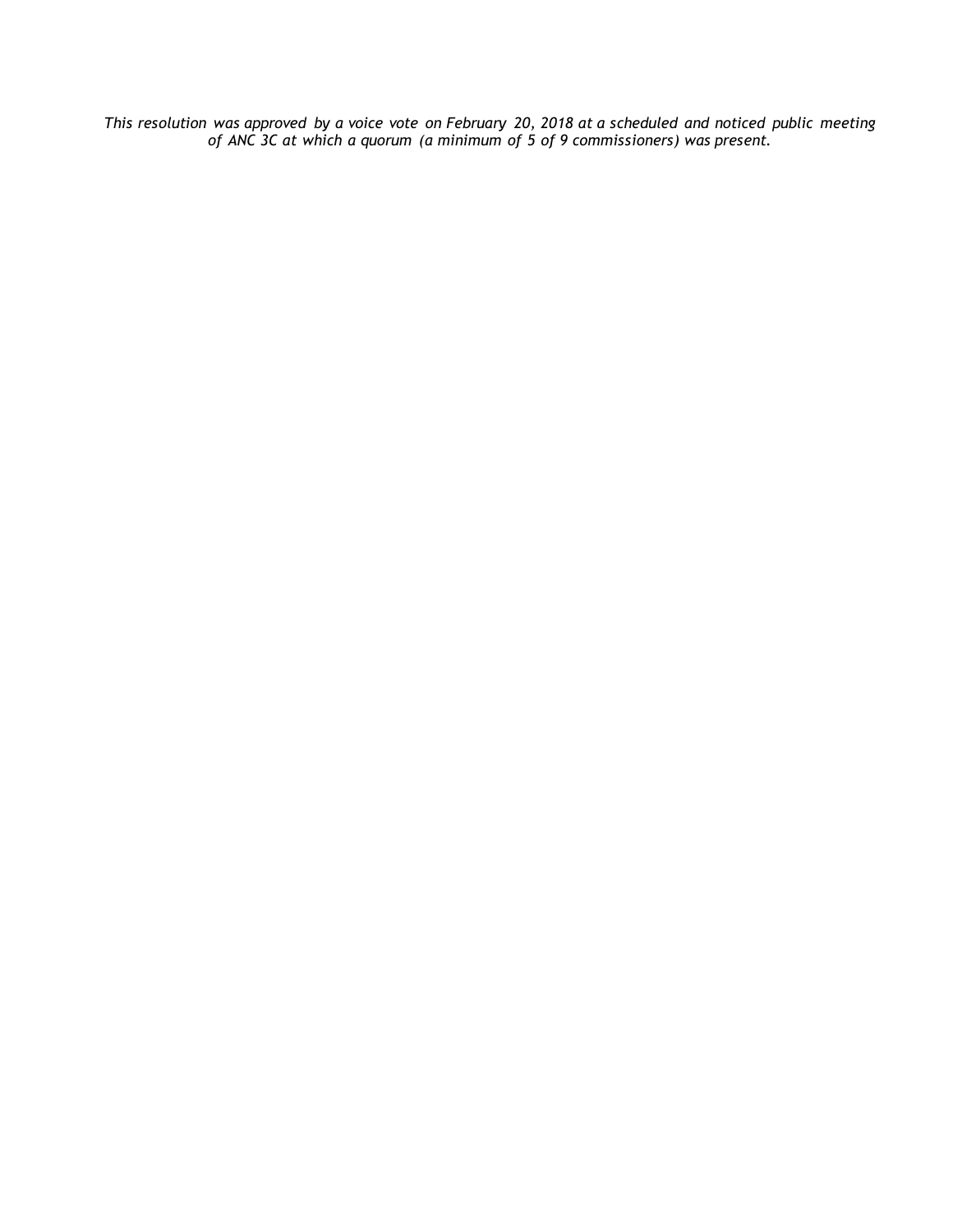*This resolution was approved by a voice vote on February 20, 2018 at a scheduled and noticed public meeting of ANC 3C at which a quorum (a minimum of 5 of 9 commissioners) was present.*